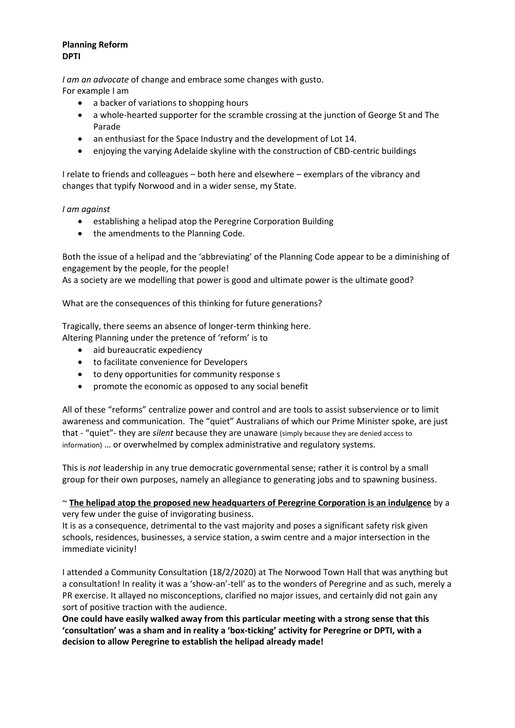**Planning Reform**
**DPTI**

*I am an advocate* of change and embrace some changes with gusto.
For example I am

- a backer of variations to shopping hours
- a whole-hearted supporter for the scramble crossing at the junction of George St and The Parade
- an enthusiast for the Space Industry and the development of Lot 14.
- enjoying the varying Adelaide skyline with the construction of CBD-centric buildings

I relate to friends and colleagues – both here and elsewhere – exemplars of the vibrancy and changes that typify Norwood and in a wider sense, my State.

*I am against*

- establishing a helipad atop the Peregrine Corporation Building
- the amendments to the Planning Code.

Both the issue of a helipad and the 'abbreviating' of the Planning Code appear to be a diminishing of engagement by the people, for the people!
As a society are we modelling that power is good and ultimate power is the ultimate good?

What are the consequences of this thinking for future generations?

Tragically, there seems an absence of longer-term thinking here.
Altering Planning under the pretence of 'reform' is to

- aid bureaucratic expediency
- to facilitate convenience for Developers
- to deny opportunities for community response s
- promote the economic as opposed to any social benefit

All of these "reforms" centralize power and control and are tools to assist subservience or to limit awareness and communication. The "quiet" Australians of which our Prime Minister spoke, are just that - "quiet"- they are *silent* because they are unaware (simply because they are denied access to information) … or overwhelmed by complex administrative and regulatory systems.

This is *not* leadership in any true democratic governmental sense; rather it is control by a small group for their own purposes, namely an allegiance to generating jobs and to spawning business.

~ **The helipad atop the proposed new headquarters of Peregrine Corporation is an indulgence** by a very few under the guise of invigorating business.
It is as a consequence, detrimental to the vast majority and poses a significant safety risk given schools, residences, businesses, a service station, a swim centre and a major intersection in the immediate vicinity!

I attended a Community Consultation (18/2/2020) at The Norwood Town Hall that was anything but a consultation! In reality it was a 'show-an'-tell' as to the wonders of Peregrine and as such, merely a PR exercise. It allayed no misconceptions, clarified no major issues, and certainly did not gain any sort of positive traction with the audience.

**One could have easily walked away from this particular meeting with a strong sense that this 'consultation' was a sham and in reality a 'box-ticking' activity for Peregrine or DPTI, with a decision to allow Peregrine to establish the helipad already made!**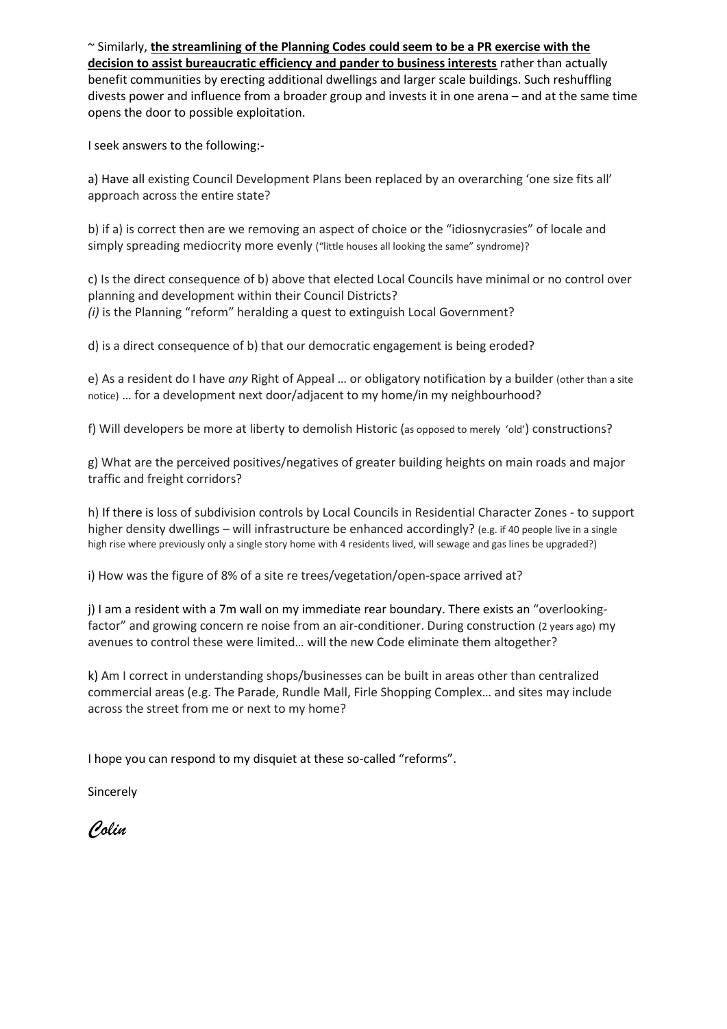~ Similarly, **<u>the streamlining of the Planning Codes could seem to be a PR exercise with the decision to assist bureaucratic efficiency and pander to business interests</u>** rather than actually benefit communities by erecting additional dwellings and larger scale buildings. Such reshuffling divests power and influence from a broader group and invests it in one arena – and at the same time opens the door to possible exploitation.

I seek answers to the following:-

a) Have all existing Council Development Plans been replaced by an overarching 'one size fits all' approach across the entire state?

b) if a) is correct then are we removing an aspect of choice or the "idiosyncrasies" of locale and simply spreading mediocrity more evenly ("little houses all looking the same" syndrome)?

c) Is the direct consequence of b) above that elected Local Councils have minimal or no control over planning and development within their Council Districts?
*(i)* is the Planning "reform" heralding a quest to extinguish Local Government?

d) is a direct consequence of b) that our democratic engagement is being eroded?

e) As a resident do I have *any* Right of Appeal … or obligatory notification by a builder (other than a site notice) … for a development next door/adjacent to my home/in my neighbourhood?

f) Will developers be more at liberty to demolish Historic (as opposed to merely 'old') constructions?

g) What are the perceived positives/negatives of greater building heights on main roads and major traffic and freight corridors?

h) If there is loss of subdivision controls by Local Councils in Residential Character Zones - to support higher density dwellings – will infrastructure be enhanced accordingly? (e.g. if 40 people live in a single high rise where previously only a single story home with 4 residents lived, will sewage and gas lines be upgraded?)

i) How was the figure of 8% of a site re trees/vegetation/open-space arrived at?

j) I am a resident with a 7m wall on my immediate rear boundary. There exists an "overlooking-factor" and growing concern re noise from an air-conditioner. During construction (2 years ago) my avenues to control these were limited… will the new Code eliminate them altogether?

k) Am I correct in understanding shops/businesses can be built in areas other than centralized commercial areas (e.g. The Parade, Rundle Mall, Firle Shopping Complex… and sites may include across the street from me or next to my home?

I hope you can respond to my disquiet at these so-called "reforms".

Sincerely

*Colin*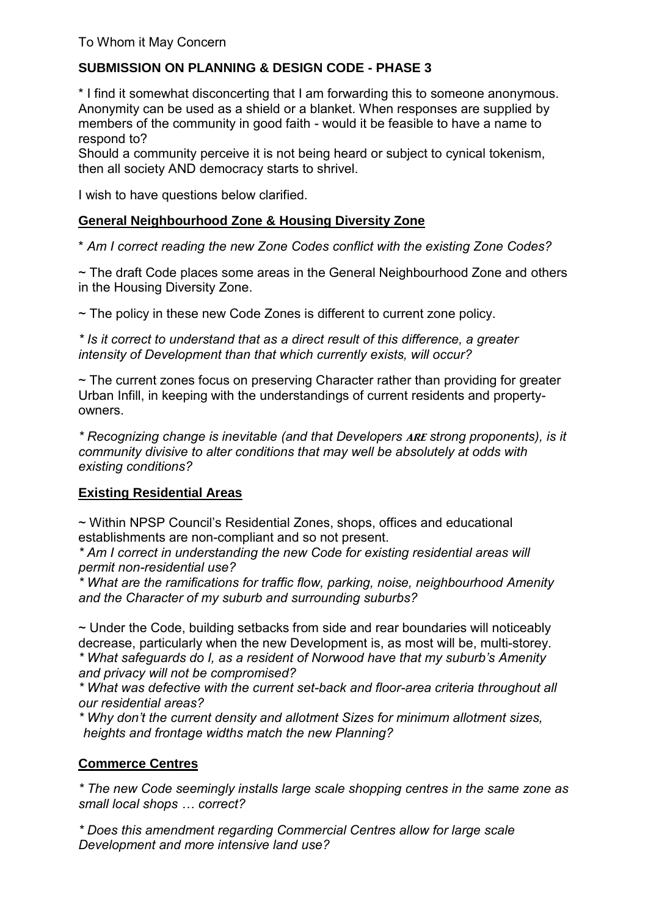To Whom it May Concern

**SUBMISSION ON PLANNING & DESIGN CODE - PHASE 3**

* I find it somewhat disconcerting that I am forwarding this to someone anonymous. Anonymity can be used as a shield or a blanket. When responses are supplied by members of the community in good faith - would it be feasible to have a name to respond to?
Should a community perceive it is not being heard or subject to cynical tokenism, then all society AND democracy starts to shrivel.

I wish to have questions below clarified.

**General Neighbourhood Zone & Housing Diversity Zone**

* *Am I correct reading the new Zone Codes conflict with the existing Zone Codes?*

~ The draft Code places some areas in the General Neighbourhood Zone and others in the Housing Diversity Zone.

~ The policy in these new Code Zones is different to current zone policy.

* *Is it correct to understand that as a direct result of this difference, a greater intensity of Development than that which currently exists, will occur?*

~ The current zones focus on preserving Character rather than providing for greater Urban Infill, in keeping with the understandings of current residents and property-owners.

* *Recognizing change is inevitable (and that Developers **ARE** strong proponents), is it community divisive to alter conditions that may well be absolutely at odds with existing conditions?*

**Existing Residential Areas**

~ Within NPSP Council's Residential Zones, shops, offices and educational establishments are non-compliant and so not present.
* *Am I correct in understanding the new Code for existing residential areas will permit non-residential use?*
* *What are the ramifications for traffic flow, parking, noise, neighbourhood Amenity and the Character of my suburb and surrounding suburbs?*

~ Under the Code, building setbacks from side and rear boundaries will noticeably decrease, particularly when the new Development is, as most will be, multi-storey.
* *What safeguards do I, as a resident of Norwood have that my suburb's Amenity and privacy will not be compromised?*
* *What was defective with the current set-back and floor-area criteria throughout all our residential areas?*
* *Why don't the current density and allotment Sizes for minimum allotment sizes, heights and frontage widths match the new Planning?*

**Commerce Centres**

* *The new Code seemingly installs large scale shopping centres in the same zone as small local shops … correct?*

* *Does this amendment regarding Commercial Centres allow for large scale Development and more intensive land use?*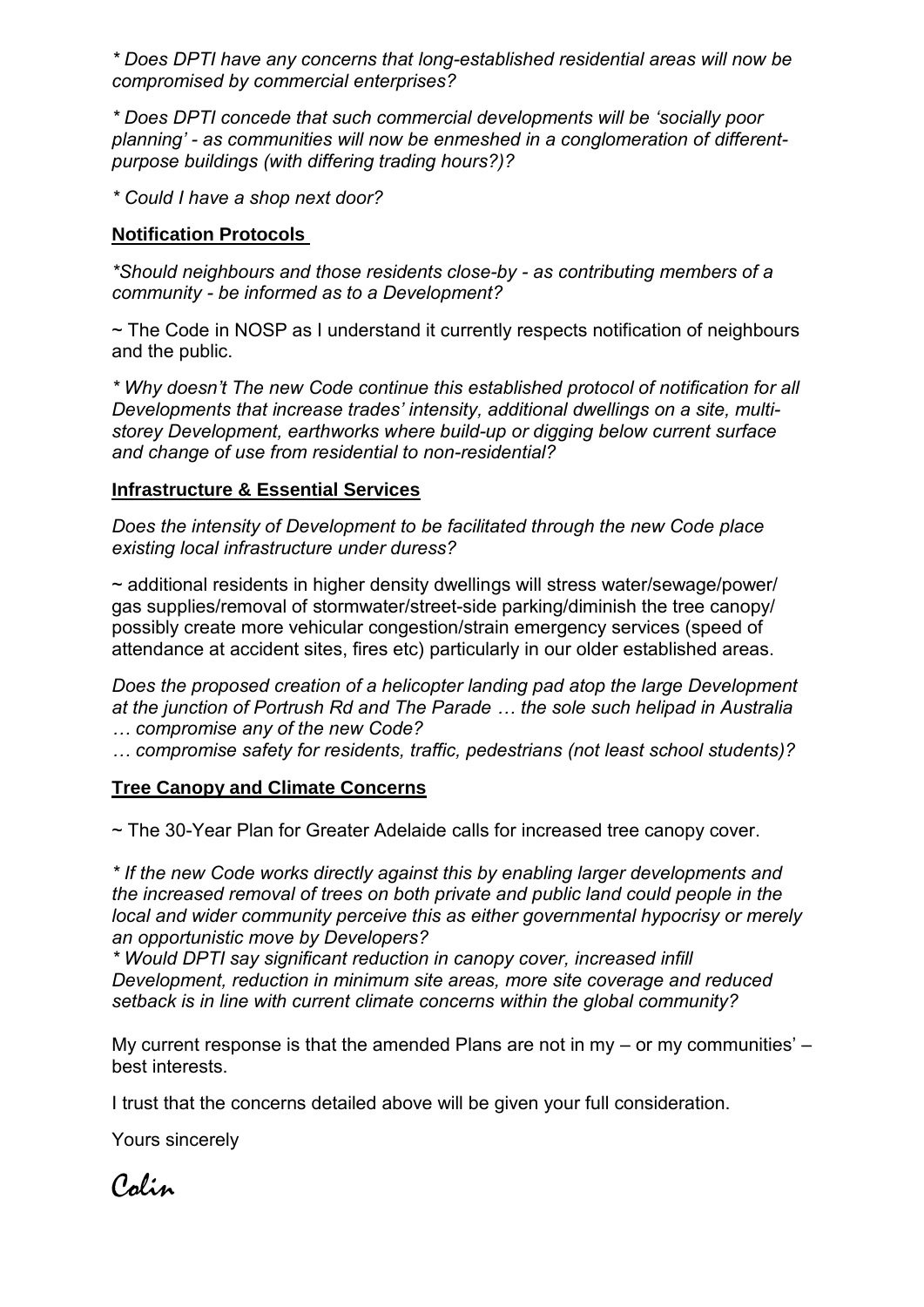*\* Does DPTI have any concerns that long-established residential areas will now be compromised by commercial enterprises?*

*\* Does DPTI concede that such commercial developments will be 'socially poor planning' - as communities will now be enmeshed in a conglomeration of different-purpose buildings (with differing trading hours?)?*

*\* Could I have a shop next door?*

**Notification Protocols**

*\*Should neighbours and those residents close-by - as contributing members of a community - be informed as to a Development?*

~ The Code in NOSP as I understand it currently respects notification of neighbours and the public.

*\* Why doesn't The new Code continue this established protocol of notification for all Developments that increase trades' intensity, additional dwellings on a site, multi-storey Development, earthworks where build-up or digging below current surface and change of use from residential to non-residential?*

**Infrastructure & Essential Services**

*Does the intensity of Development to be facilitated through the new Code place existing local infrastructure under duress?*

~ additional residents in higher density dwellings will stress water/sewage/power/ gas supplies/removal of stormwater/street-side parking/diminish the tree canopy/ possibly create more vehicular congestion/strain emergency services (speed of attendance at accident sites, fires etc) particularly in our older established areas.

*Does the proposed creation of a helicopter landing pad atop the large Development at the junction of Portrush Rd and The Parade … the sole such helipad in Australia … compromise any of the new Code?*
*… compromise safety for residents, traffic, pedestrians (not least school students)?*

**Tree Canopy and Climate Concerns**

~ The 30-Year Plan for Greater Adelaide calls for increased tree canopy cover.

*\* If the new Code works directly against this by enabling larger developments and the increased removal of trees on both private and public land could people in the local and wider community perceive this as either governmental hypocrisy or merely an opportunistic move by Developers?*
*\* Would DPTI say significant reduction in canopy cover, increased infill Development, reduction in minimum site areas, more site coverage and reduced setback is in line with current climate concerns within the global community?*

My current response is that the amended Plans are not in my – or my communities' – best interests.

I trust that the concerns detailed above will be given your full consideration.

Yours sincerely

Colin